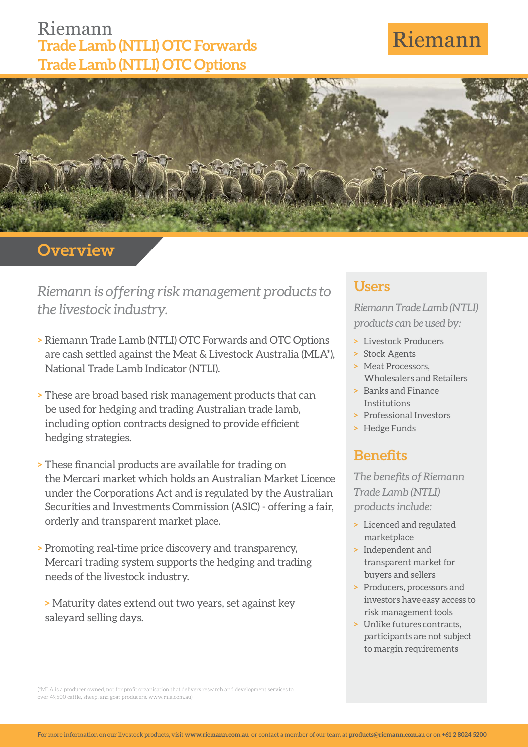# Riemann
## Trade Lamb (NTLI) OTC Forwards
## Trade Lamb (NTLI) OTC Options

Riemann

## Overview

*Riemann is offering risk management products to the livestock industry.*

> Riemann Trade Lamb (NTLI) OTC Forwards and OTC Options are cash settled against the Meat & Livestock Australia (MLA*), National Trade Lamb Indicator (NTLI).

> These are broad based risk management products that can be used for hedging and trading Australian trade lamb, including option contracts designed to provide efficient hedging strategies.

> These financial products are available for trading on the Mercari market which holds an Australian Market Licence under the Corporations Act and is regulated by the Australian Securities and Investments Commission (ASIC) - offering a fair, orderly and transparent market place.

> Promoting real-time price discovery and transparency, Mercari trading system supports the hedging and trading needs of the livestock industry.

> Maturity dates extend out two years, set against key saleyard selling days.

(*MLA is a producer owned, not for profit organisation that delivers research and development services to over 49,500 cattle, sheep, and goat producers. www.mla.com.au)

## Users

*Riemann Trade Lamb (NTLI) products can be used by:*

- Livestock Producers
- Stock Agents
- Meat Processors, Wholesalers and Retailers
- Banks and Finance Institutions
- Professional Investors
- Hedge Funds

## Benefits

*The benefits of Riemann Trade Lamb (NTLI) products include:*

- Licenced and regulated marketplace
- Independent and transparent market for buyers and sellers
- Producers, processors and investors have easy access to risk management tools
- Unlike futures contracts, participants are not subject to margin requirements

For more information on our livestock products, visit **www.riemann.com.au** or contact a member of our team at **products@riemann.com.au** or on **+61 2 8024 5200**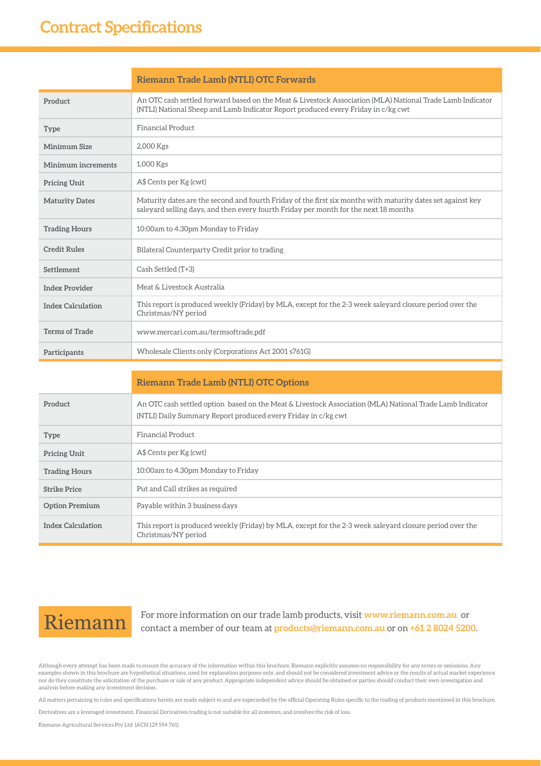# Contract Specifications

| | Riemann Trade Lamb (NTLI) OTC Forwards |
|---|---|
| Product | An OTC cash settled forward based on the Meat & Livestock Association (MLA) National Trade Lamb Indicator (NTLI) National Sheep and Lamb Indicator Report produced every Friday in c/kg cwt |
| Type | Financial Product |
| Minimum Size | 2,000 Kgs |
| Minimum increments | 1,000 Kgs |
| Pricing Unit | A$ Cents per Kg (cwt) |
| Maturity Dates | Maturity dates are the second and fourth Friday of the first six months with maturity dates set against key saleyard selling days, and then every fourth Friday per month for the next 18 months |
| Trading Hours | 10:00am to 4.30pm Monday to Friday |
| Credit Rules | Bilateral Counterparty Credit prior to trading |
| Settlement | Cash Settled (T+3) |
| Index Provider | Meat & Livestock Australia |
| Index Calculation | This report is produced weekly (Friday) by MLA, except for the 2-3 week saleyard closure period over the Christmas/NY period |
| Terms of Trade | www.mercari.com.au/termsoftrade.pdf |
| Participants | Wholesale Clients only (Corporations Act 2001 s761G) |

| | Riemann Trade Lamb (NTLI) OTC Options |
|---|---|
| Product | An OTC cash settled option based on the Meat & Livestock Association (MLA) National Trade Lamb Indicator (NTLI) Daily Summary Report produced every Friday in c/kg cwt |
| Type | Financial Product |
| Pricing Unit | A$ Cents per Kg (cwt) |
| Trading Hours | 10:00am to 4.30pm Monday to Friday |
| Strike Price | Put and Call strikes as required |
| Option Premium | Payable within 3 business days |
| Index Calculation | This report is produced weekly (Friday) by MLA, except for the 2-3 week saleyard closure period over the Christmas/NY period |

Riemann

For more information on our trade lamb products, visit **www.riemann.com.au** or contact a member of our team at **products@riemann.com.au** or on **+61 2 8024 5200**.

Although every attempt has been made to ensure the accuracy of the information within this brochure, Riemann explicitly assumes no responsibility for any errors or omissions. Any examples shown in this brochure are hypothetical situations, used for explanation purposes only, and should not be considered investment advice or the results of actual market experience nor do they constitute the solicitation of the purchase or sale of any product. Appropriate independent advice should be obtained or parties should conduct their own investigation and analysis before making any investment decision.

All matters pertaining to rules and specifications herein are made subject to and are superseded by the official Operating Rules specific to the trading of products mentioned in this brochure.

Derivatives are a leveraged investment. Financial Derivatives trading is not suitable for all investors, and involves the risk of loss.

Riemann Agricultural Services Pty Ltd (ACN 129 594 761)